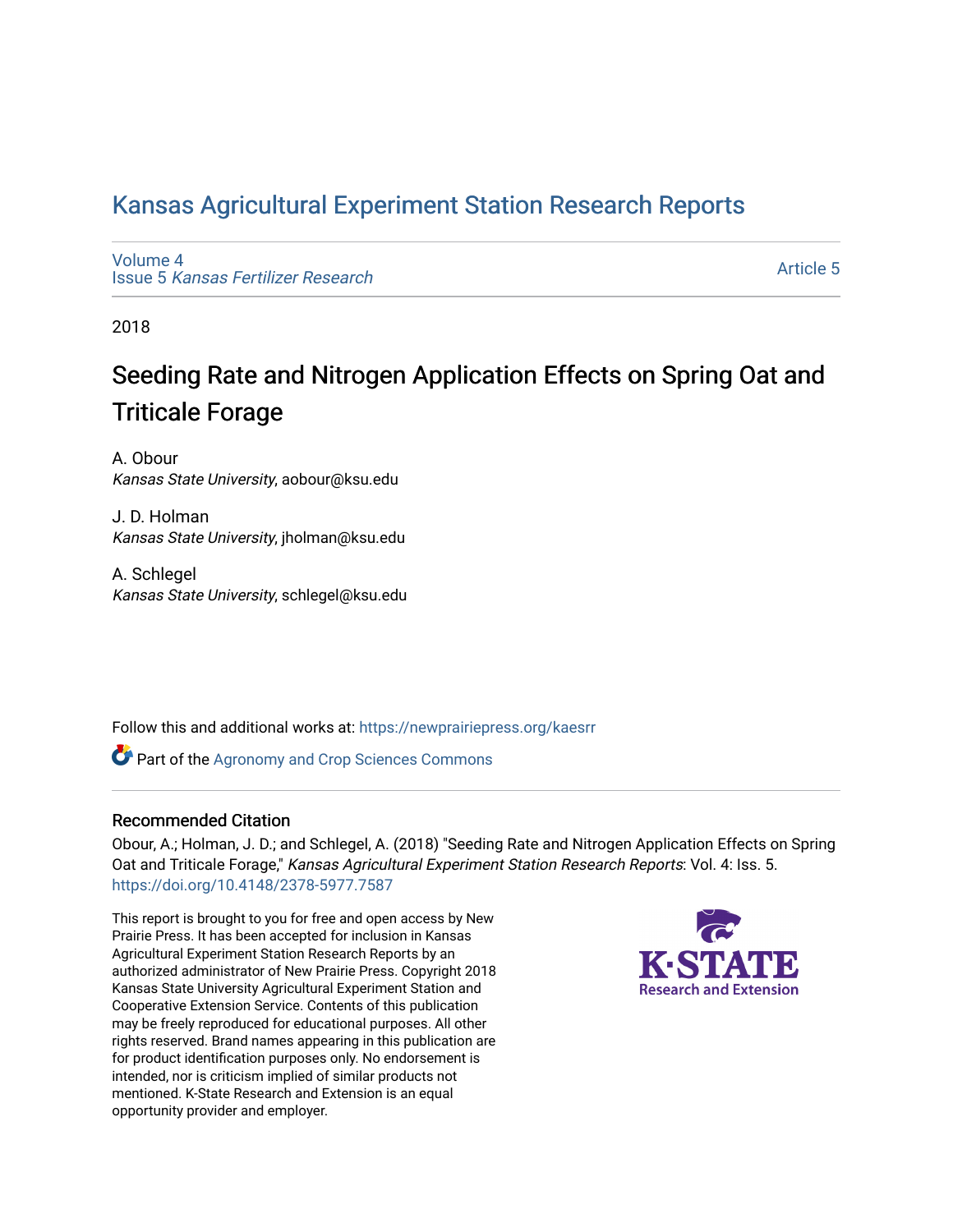# Kansas Agricultural Experiment Station Research Reports

Volume 4
Issue 5 *Kansas Fertilizer Research*

Article 5

2018

## Seeding Rate and Nitrogen Application Effects on Spring Oat and Triticale Forage

A. Obour
*Kansas State University*, aobour@ksu.edu

J. D. Holman
*Kansas State University*, jholman@ksu.edu

A. Schlegel
*Kansas State University*, schlegel@ksu.edu

Follow this and additional works at: https://newprairiepress.org/kaesrr

Part of the Agronomy and Crop Sciences Commons

### Recommended Citation

Obour, A.; Holman, J. D.; and Schlegel, A. (2018) "Seeding Rate and Nitrogen Application Effects on Spring Oat and Triticale Forage," *Kansas Agricultural Experiment Station Research Reports*: Vol. 4: Iss. 5. https://doi.org/10.4148/2378-5977.7587

This report is brought to you for free and open access by New Prairie Press. It has been accepted for inclusion in Kansas Agricultural Experiment Station Research Reports by an authorized administrator of New Prairie Press. Copyright 2018 Kansas State University Agricultural Experiment Station and Cooperative Extension Service. Contents of this publication may be freely reproduced for educational purposes. All other rights reserved. Brand names appearing in this publication are for product identification purposes only. No endorsement is intended, nor is criticism implied of similar products not mentioned. K-State Research and Extension is an equal opportunity provider and employer.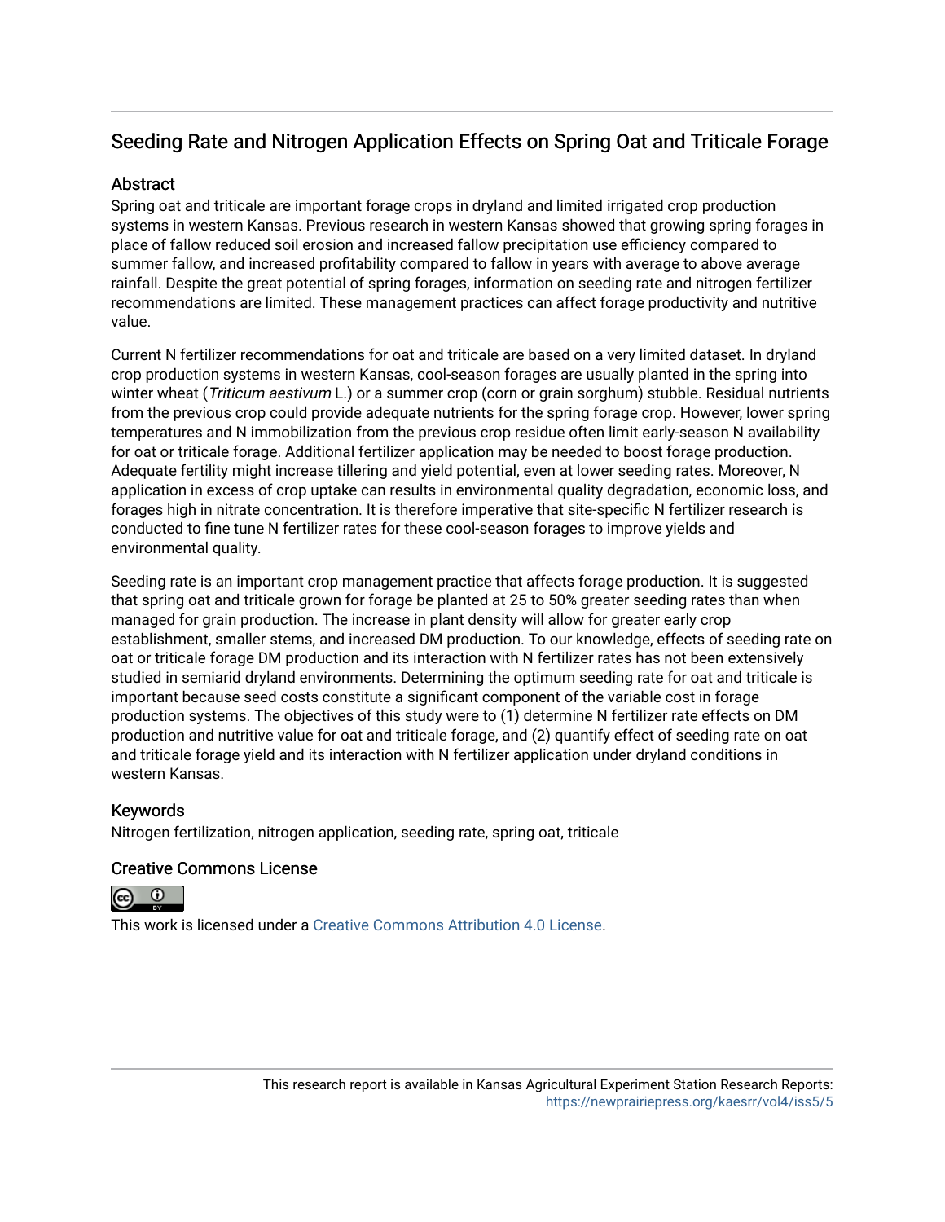## Seeding Rate and Nitrogen Application Effects on Spring Oat and Triticale Forage

### Abstract

Spring oat and triticale are important forage crops in dryland and limited irrigated crop production systems in western Kansas. Previous research in western Kansas showed that growing spring forages in place of fallow reduced soil erosion and increased fallow precipitation use efficiency compared to summer fallow, and increased profitability compared to fallow in years with average to above average rainfall. Despite the great potential of spring forages, information on seeding rate and nitrogen fertilizer recommendations are limited. These management practices can affect forage productivity and nutritive value.

Current N fertilizer recommendations for oat and triticale are based on a very limited dataset. In dryland crop production systems in western Kansas, cool-season forages are usually planted in the spring into winter wheat (*Triticum aestivum* L.) or a summer crop (corn or grain sorghum) stubble. Residual nutrients from the previous crop could provide adequate nutrients for the spring forage crop. However, lower spring temperatures and N immobilization from the previous crop residue often limit early-season N availability for oat or triticale forage. Additional fertilizer application may be needed to boost forage production. Adequate fertility might increase tillering and yield potential, even at lower seeding rates. Moreover, N application in excess of crop uptake can results in environmental quality degradation, economic loss, and forages high in nitrate concentration. It is therefore imperative that site-specific N fertilizer research is conducted to fine tune N fertilizer rates for these cool-season forages to improve yields and environmental quality.

Seeding rate is an important crop management practice that affects forage production. It is suggested that spring oat and triticale grown for forage be planted at 25 to 50% greater seeding rates than when managed for grain production. The increase in plant density will allow for greater early crop establishment, smaller stems, and increased DM production. To our knowledge, effects of seeding rate on oat or triticale forage DM production and its interaction with N fertilizer rates has not been extensively studied in semiarid dryland environments. Determining the optimum seeding rate for oat and triticale is important because seed costs constitute a significant component of the variable cost in forage production systems. The objectives of this study were to (1) determine N fertilizer rate effects on DM production and nutritive value for oat and triticale forage, and (2) quantify effect of seeding rate on oat and triticale forage yield and its interaction with N fertilizer application under dryland conditions in western Kansas.

### Keywords

Nitrogen fertilization, nitrogen application, seeding rate, spring oat, triticale

### Creative Commons License

This work is licensed under a Creative Commons Attribution 4.0 License.

This research report is available in Kansas Agricultural Experiment Station Research Reports: https://newprairiepress.org/kaesrr/vol4/iss5/5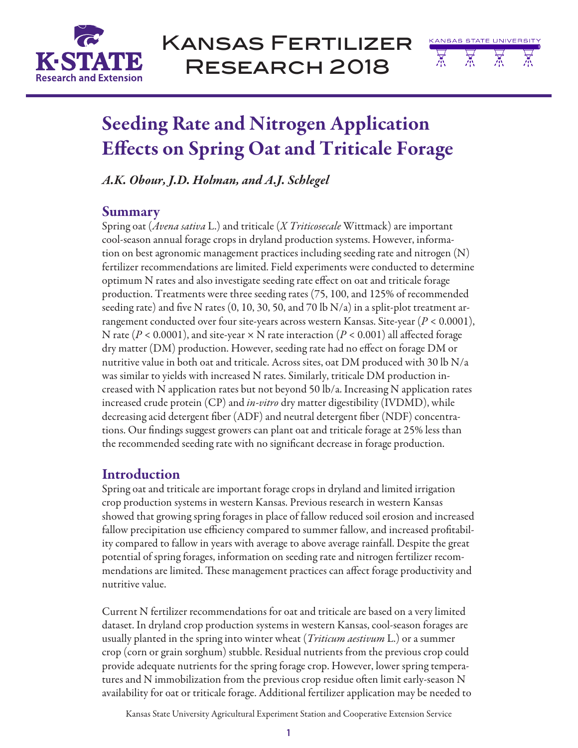# Seeding Rate and Nitrogen Application Effects on Spring Oat and Triticale Forage

*A.K. Obour, J.D. Holman, and A.J. Schlegel*

## Summary

Spring oat (*Avena sativa* L.) and triticale (*X Triticosecale* Wittmack) are important cool-season annual forage crops in dryland production systems. However, information on best agronomic management practices including seeding rate and nitrogen (N) fertilizer recommendations are limited. Field experiments were conducted to determine optimum N rates and also investigate seeding rate effect on oat and triticale forage production. Treatments were three seeding rates (75, 100, and 125% of recommended seeding rate) and five N rates (0, 10, 30, 50, and 70 lb N/a) in a split-plot treatment arrangement conducted over four site-years across western Kansas. Site-year ($P < 0.0001$), N rate ($P < 0.0001$), and site-year × N rate interaction ($P < 0.001$) all affected forage dry matter (DM) production. However, seeding rate had no effect on forage DM or nutritive value in both oat and triticale. Across sites, oat DM produced with 30 lb N/a was similar to yields with increased N rates. Similarly, triticale DM production increased with N application rates but not beyond 50 lb/a. Increasing N application rates increased crude protein (CP) and *in-vitro* dry matter digestibility (IVDMD), while decreasing acid detergent fiber (ADF) and neutral detergent fiber (NDF) concentrations. Our findings suggest growers can plant oat and triticale forage at 25% less than the recommended seeding rate with no significant decrease in forage production.

## Introduction

Spring oat and triticale are important forage crops in dryland and limited irrigation crop production systems in western Kansas. Previous research in western Kansas showed that growing spring forages in place of fallow reduced soil erosion and increased fallow precipitation use efficiency compared to summer fallow, and increased profitability compared to fallow in years with average to above average rainfall. Despite the great potential of spring forages, information on seeding rate and nitrogen fertilizer recommendations are limited. These management practices can affect forage productivity and nutritive value.

Current N fertilizer recommendations for oat and triticale are based on a very limited dataset. In dryland crop production systems in western Kansas, cool-season forages are usually planted in the spring into winter wheat (*Triticum aestivum* L.) or a summer crop (corn or grain sorghum) stubble. Residual nutrients from the previous crop could provide adequate nutrients for the spring forage crop. However, lower spring temperatures and N immobilization from the previous crop residue often limit early-season N availability for oat or triticale forage. Additional fertilizer application may be needed to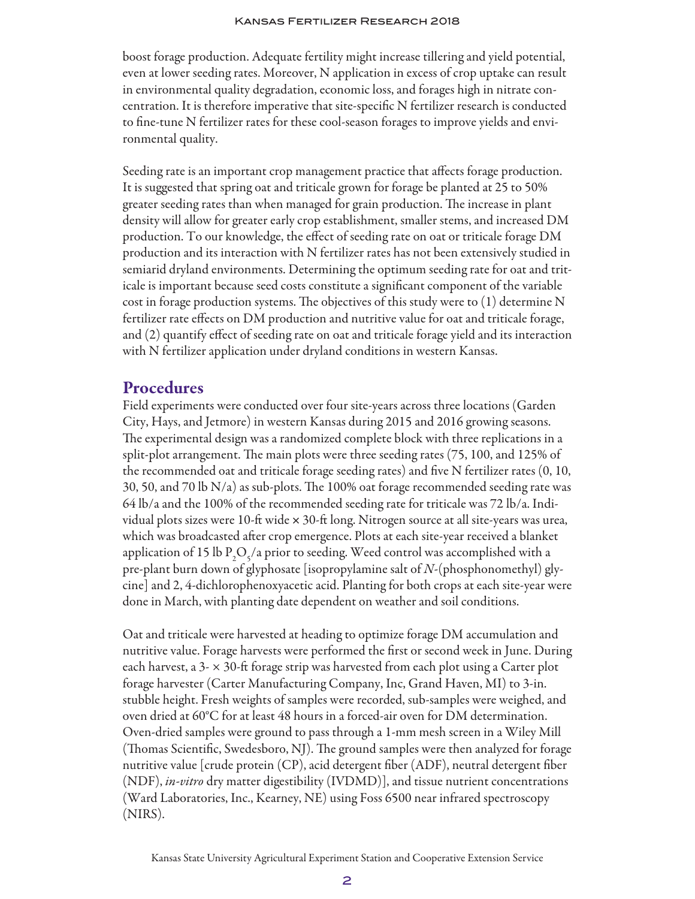boost forage production. Adequate fertility might increase tillering and yield potential, even at lower seeding rates. Moreover, N application in excess of crop uptake can result in environmental quality degradation, economic loss, and forages high in nitrate concentration. It is therefore imperative that site-specific N fertilizer research is conducted to fine-tune N fertilizer rates for these cool-season forages to improve yields and environmental quality.

Seeding rate is an important crop management practice that affects forage production. It is suggested that spring oat and triticale grown for forage be planted at 25 to 50% greater seeding rates than when managed for grain production. The increase in plant density will allow for greater early crop establishment, smaller stems, and increased DM production. To our knowledge, the effect of seeding rate on oat or triticale forage DM production and its interaction with N fertilizer rates has not been extensively studied in semiarid dryland environments. Determining the optimum seeding rate for oat and triticale is important because seed costs constitute a significant component of the variable cost in forage production systems. The objectives of this study were to (1) determine N fertilizer rate effects on DM production and nutritive value for oat and triticale forage, and (2) quantify effect of seeding rate on oat and triticale forage yield and its interaction with N fertilizer application under dryland conditions in western Kansas.

## Procedures

Field experiments were conducted over four site-years across three locations (Garden City, Hays, and Jetmore) in western Kansas during 2015 and 2016 growing seasons. The experimental design was a randomized complete block with three replications in a split-plot arrangement. The main plots were three seeding rates (75, 100, and 125% of the recommended oat and triticale forage seeding rates) and five N fertilizer rates (0, 10, 30, 50, and 70 lb N/a) as sub-plots. The 100% oat forage recommended seeding rate was 64 lb/a and the 100% of the recommended seeding rate for triticale was 72 lb/a. Individual plots sizes were 10-ft wide × 30-ft long. Nitrogen source at all site-years was urea, which was broadcasted after crop emergence. Plots at each site-year received a blanket application of 15 lb $P_2O_5$/a prior to seeding. Weed control was accomplished with a pre-plant burn down of glyphosate [isopropylamine salt of *N*-(phosphonomethyl) glycine] and 2, 4-dichlorophenoxyacetic acid. Planting for both crops at each site-year were done in March, with planting date dependent on weather and soil conditions.

Oat and triticale were harvested at heading to optimize forage DM accumulation and nutritive value. Forage harvests were performed the first or second week in June. During each harvest, a 3- × 30-ft forage strip was harvested from each plot using a Carter plot forage harvester (Carter Manufacturing Company, Inc, Grand Haven, MI) to 3-in. stubble height. Fresh weights of samples were recorded, sub-samples were weighed, and oven dried at 60°C for at least 48 hours in a forced-air oven for DM determination. Oven-dried samples were ground to pass through a 1-mm mesh screen in a Wiley Mill (Thomas Scientific, Swedesboro, NJ). The ground samples were then analyzed for forage nutritive value [crude protein (CP), acid detergent fiber (ADF), neutral detergent fiber (NDF), *in-vitro* dry matter digestibility (IVDMD)], and tissue nutrient concentrations (Ward Laboratories, Inc., Kearney, NE) using Foss 6500 near infrared spectroscopy (NIRS).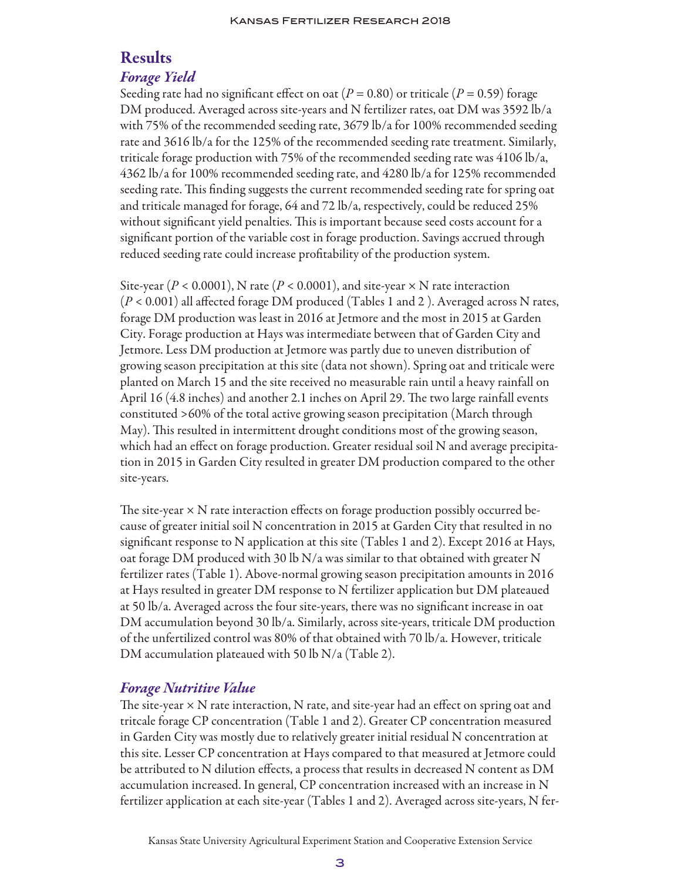## Results

### *Forage Yield*

Seeding rate had no significant effect on oat ($P = 0.80$) or triticale ($P = 0.59$) forage DM produced. Averaged across site-years and N fertilizer rates, oat DM was 3592 lb/a with 75% of the recommended seeding rate, 3679 lb/a for 100% recommended seeding rate and 3616 lb/a for the 125% of the recommended seeding rate treatment. Similarly, triticale forage production with 75% of the recommended seeding rate was 4106 lb/a, 4362 lb/a for 100% recommended seeding rate, and 4280 lb/a for 125% recommended seeding rate. This finding suggests the current recommended seeding rate for spring oat and triticale managed for forage, 64 and 72 lb/a, respectively, could be reduced 25% without significant yield penalties. This is important because seed costs account for a significant portion of the variable cost in forage production. Savings accrued through reduced seeding rate could increase profitability of the production system.

Site-year ($P < 0.0001$), N rate ($P < 0.0001$), and site-year × N rate interaction ($P < 0.001$) all affected forage DM produced (Tables 1 and 2 ). Averaged across N rates, forage DM production was least in 2016 at Jetmore and the most in 2015 at Garden City. Forage production at Hays was intermediate between that of Garden City and Jetmore. Less DM production at Jetmore was partly due to uneven distribution of growing season precipitation at this site (data not shown). Spring oat and triticale were planted on March 15 and the site received no measurable rain until a heavy rainfall on April 16 (4.8 inches) and another 2.1 inches on April 29. The two large rainfall events constituted >60% of the total active growing season precipitation (March through May). This resulted in intermittent drought conditions most of the growing season, which had an effect on forage production. Greater residual soil N and average precipitation in 2015 in Garden City resulted in greater DM production compared to the other site-years.

The site-year × N rate interaction effects on forage production possibly occurred because of greater initial soil N concentration in 2015 at Garden City that resulted in no significant response to N application at this site (Tables 1 and 2). Except 2016 at Hays, oat forage DM produced with 30 lb N/a was similar to that obtained with greater N fertilizer rates (Table 1). Above-normal growing season precipitation amounts in 2016 at Hays resulted in greater DM response to N fertilizer application but DM plateaued at 50 lb/a. Averaged across the four site-years, there was no significant increase in oat DM accumulation beyond 30 lb/a. Similarly, across site-years, triticale DM production of the unfertilized control was 80% of that obtained with 70 lb/a. However, triticale DM accumulation plateaued with 50 lb N/a (Table 2).

### *Forage Nutritive Value*

The site-year × N rate interaction, N rate, and site-year had an effect on spring oat and tritcale forage CP concentration (Table 1 and 2). Greater CP concentration measured in Garden City was mostly due to relatively greater initial residual N concentration at this site. Lesser CP concentration at Hays compared to that measured at Jetmore could be attributed to N dilution effects, a process that results in decreased N content as DM accumulation increased. In general, CP concentration increased with an increase in N fertilizer application at each site-year (Tables 1 and 2). Averaged across site-years, N fer-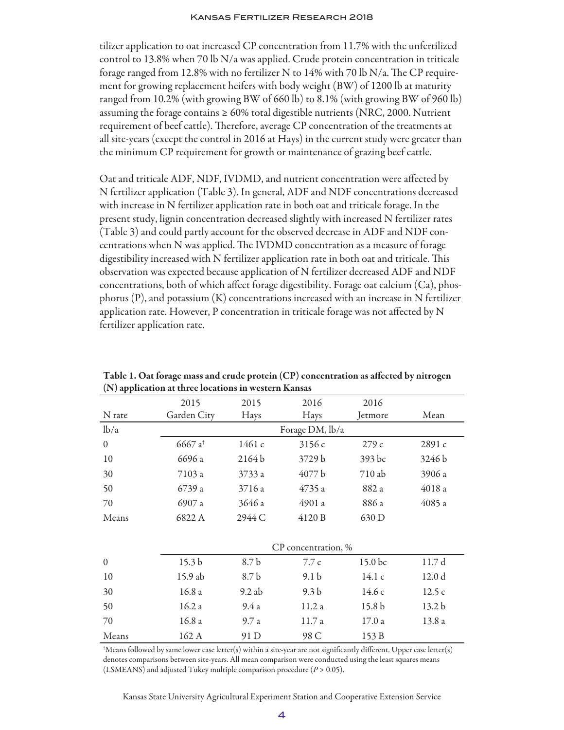tilizer application to oat increased CP concentration from 11.7% with the unfertilized control to 13.8% when 70 lb N/a was applied. Crude protein concentration in triticale forage ranged from 12.8% with no fertilizer N to 14% with 70 lb N/a. The CP requirement for growing replacement heifers with body weight (BW) of 1200 lb at maturity ranged from 10.2% (with growing BW of 660 lb) to 8.1% (with growing BW of 960 lb) assuming the forage contains ≥ 60% total digestible nutrients (NRC, 2000. Nutrient requirement of beef cattle). Therefore, average CP concentration of the treatments at all site-years (except the control in 2016 at Hays) in the current study were greater than the minimum CP requirement for growth or maintenance of grazing beef cattle.

Oat and triticale ADF, NDF, IVDMD, and nutrient concentration were affected by N fertilizer application (Table 3). In general, ADF and NDF concentrations decreased with increase in N fertilizer application rate in both oat and triticale forage. In the present study, lignin concentration decreased slightly with increased N fertilizer rates (Table 3) and could partly account for the observed decrease in ADF and NDF concentrations when N was applied. The IVDMD concentration as a measure of forage digestibility increased with N fertilizer application rate in both oat and triticale. This observation was expected because application of N fertilizer decreased ADF and NDF concentrations, both of which affect forage digestibility. Forage oat calcium (Ca), phosphorus (P), and potassium (K) concentrations increased with an increase in N fertilizer application rate. However, P concentration in triticale forage was not affected by N fertilizer application rate.

**Table 1. Oat forage mass and crude protein (CP) concentration as affected by nitrogen (N) application at three locations in western Kansas**

| N rate | 2015 Garden City | 2015 Hays | 2016 Hays | 2016 Jetmore | Mean |
|---|---|---|---|---|---|
| lb/a | Forage DM, lb/a | | | | |
| 0 | 6667 a[†] | 1461 c | 3156 c | 279 c | 2891 c |
| 10 | 6696 a | 2164 b | 3729 b | 393 bc | 3246 b |
| 30 | 7103 a | 3733 a | 4077 b | 710 ab | 3906 a |
| 50 | 6739 a | 3716 a | 4735 a | 882 a | 4018 a |
| 70 | 6907 a | 3646 a | 4901 a | 886 a | 4085 a |
| Means | 6822 A | 2944 C | 4120 B | 630 D | |
| | CP concentration, % | | | | |
| 0 | 15.3 b | 8.7 b | 7.7 c | 15.0 bc | 11.7 d |
| 10 | 15.9 ab | 8.7 b | 9.1 b | 14.1 c | 12.0 d |
| 30 | 16.8 a | 9.2 ab | 9.3 b | 14.6 c | 12.5 c |
| 50 | 16.2 a | 9.4 a | 11.2 a | 15.8 b | 13.2 b |
| 70 | 16.8 a | 9.7 a | 11.7 a | 17.0 a | 13.8 a |
| Means | 162 A | 91 D | 98 C | 153 B | |

[†]Means followed by same lower case letter(s) within a site-year are not significantly different. Upper case letter(s) denotes comparisons between site-years. All mean comparison were conducted using the least squares means (LSMEANS) and adjusted Tukey multiple comparison procedure ($P > 0.05$).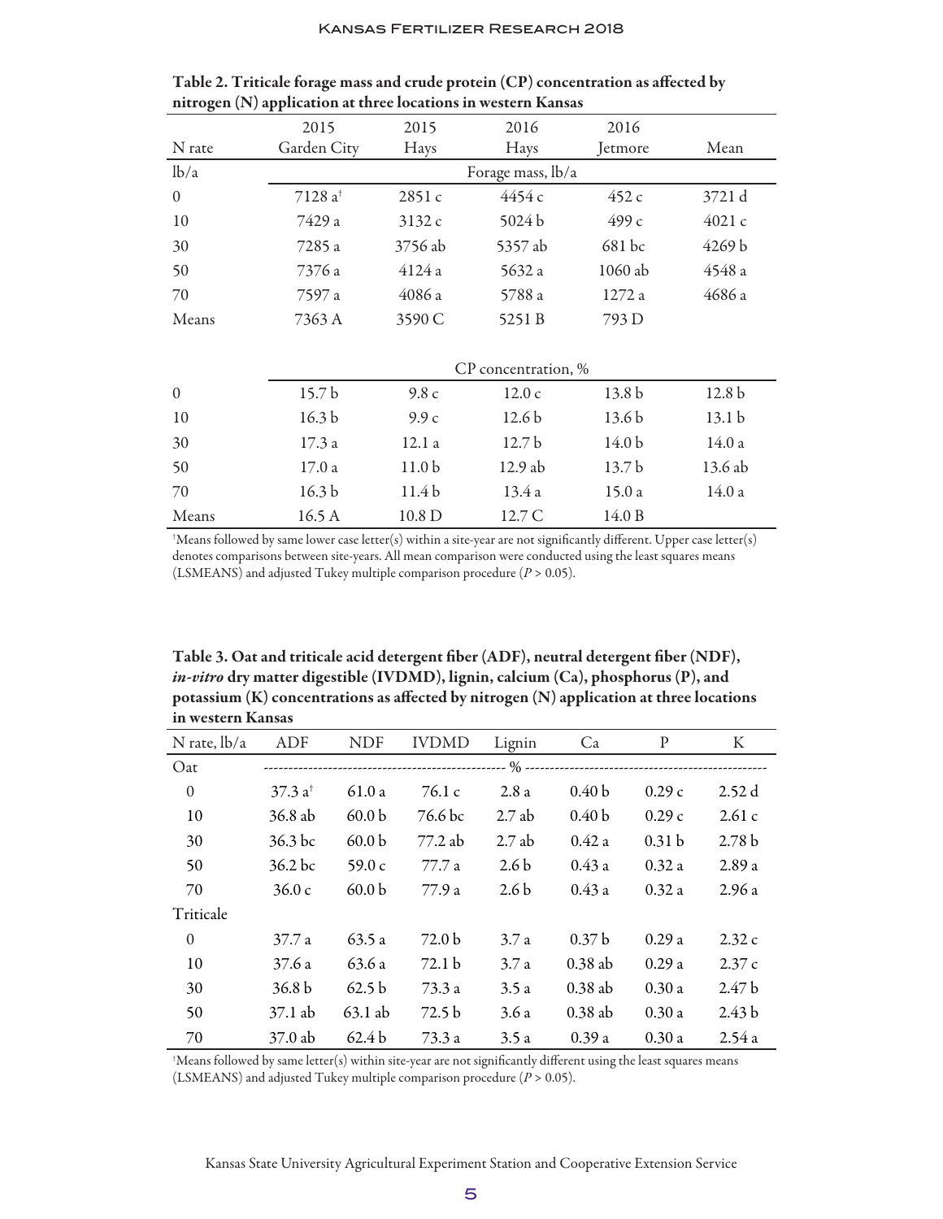**Table 2. Triticale forage mass and crude protein (CP) concentration as affected by nitrogen (N) application at three locations in western Kansas**

| N rate | 2015 Garden City | 2015 Hays | 2016 Hays | 2016 Jetmore | Mean |
|---|---|---|---|---|---|
| lb/a | Forage mass, lb/a | | | | |
| 0 | 7128 a[†] | 2851 c | 4454 c | 452 c | 3721 d |
| 10 | 7429 a | 3132 c | 5024 b | 499 c | 4021 c |
| 30 | 7285 a | 3756 ab | 5357 ab | 681 bc | 4269 b |
| 50 | 7376 a | 4124 a | 5632 a | 1060 ab | 4548 a |
| 70 | 7597 a | 4086 a | 5788 a | 1272 a | 4686 a |
| Means | 7363 A | 3590 C | 5251 B | 793 D | |
| | CP concentration, % | | | | |
| 0 | 15.7 b | 9.8 c | 12.0 c | 13.8 b | 12.8 b |
| 10 | 16.3 b | 9.9 c | 12.6 b | 13.6 b | 13.1 b |
| 30 | 17.3 a | 12.1 a | 12.7 b | 14.0 b | 14.0 a |
| 50 | 17.0 a | 11.0 b | 12.9 ab | 13.7 b | 13.6 ab |
| 70 | 16.3 b | 11.4 b | 13.4 a | 15.0 a | 14.0 a |
| Means | 16.5 A | 10.8 D | 12.7 C | 14.0 B | |

[†]Means followed by same lower case letter(s) within a site-year are not significantly different. Upper case letter(s) denotes comparisons between site-years. All mean comparison were conducted using the least squares means (LSMEANS) and adjusted Tukey multiple comparison procedure ($P > 0.05$).

**Table 3. Oat and triticale acid detergent fiber (ADF), neutral detergent fiber (NDF), *in-vitro* dry matter digestible (IVDMD), lignin, calcium (Ca), phosphorus (P), and potassium (K) concentrations as affected by nitrogen (N) application at three locations in western Kansas**

| N rate, lb/a | ADF | NDF | IVDMD | Lignin | Ca | P | K |
|---|---|---|---|---|---|---|---|
| Oat | % | | | | | | |
| 0 | 37.3 a[†] | 61.0 a | 76.1 c | 2.8 a | 0.40 b | 0.29 c | 2.52 d |
| 10 | 36.8 ab | 60.0 b | 76.6 bc | 2.7 ab | 0.40 b | 0.29 c | 2.61 c |
| 30 | 36.3 bc | 60.0 b | 77.2 ab | 2.7 ab | 0.42 a | 0.31 b | 2.78 b |
| 50 | 36.2 bc | 59.0 c | 77.7 a | 2.6 b | 0.43 a | 0.32 a | 2.89 a |
| 70 | 36.0 c | 60.0 b | 77.9 a | 2.6 b | 0.43 a | 0.32 a | 2.96 a |
| Triticale | | | | | | | |
| 0 | 37.7 a | 63.5 a | 72.0 b | 3.7 a | 0.37 b | 0.29 a | 2.32 c |
| 10 | 37.6 a | 63.6 a | 72.1 b | 3.7 a | 0.38 ab | 0.29 a | 2.37 c |
| 30 | 36.8 b | 62.5 b | 73.3 a | 3.5 a | 0.38 ab | 0.30 a | 2.47 b |
| 50 | 37.1 ab | 63.1 ab | 72.5 b | 3.6 a | 0.38 ab | 0.30 a | 2.43 b |
| 70 | 37.0 ab | 62.4 b | 73.3 a | 3.5 a | 0.39 a | 0.30 a | 2.54 a |

[†]Means followed by same letter(s) within site-year are not significantly different using the least squares means (LSMEANS) and adjusted Tukey multiple comparison procedure ($P > 0.05$).